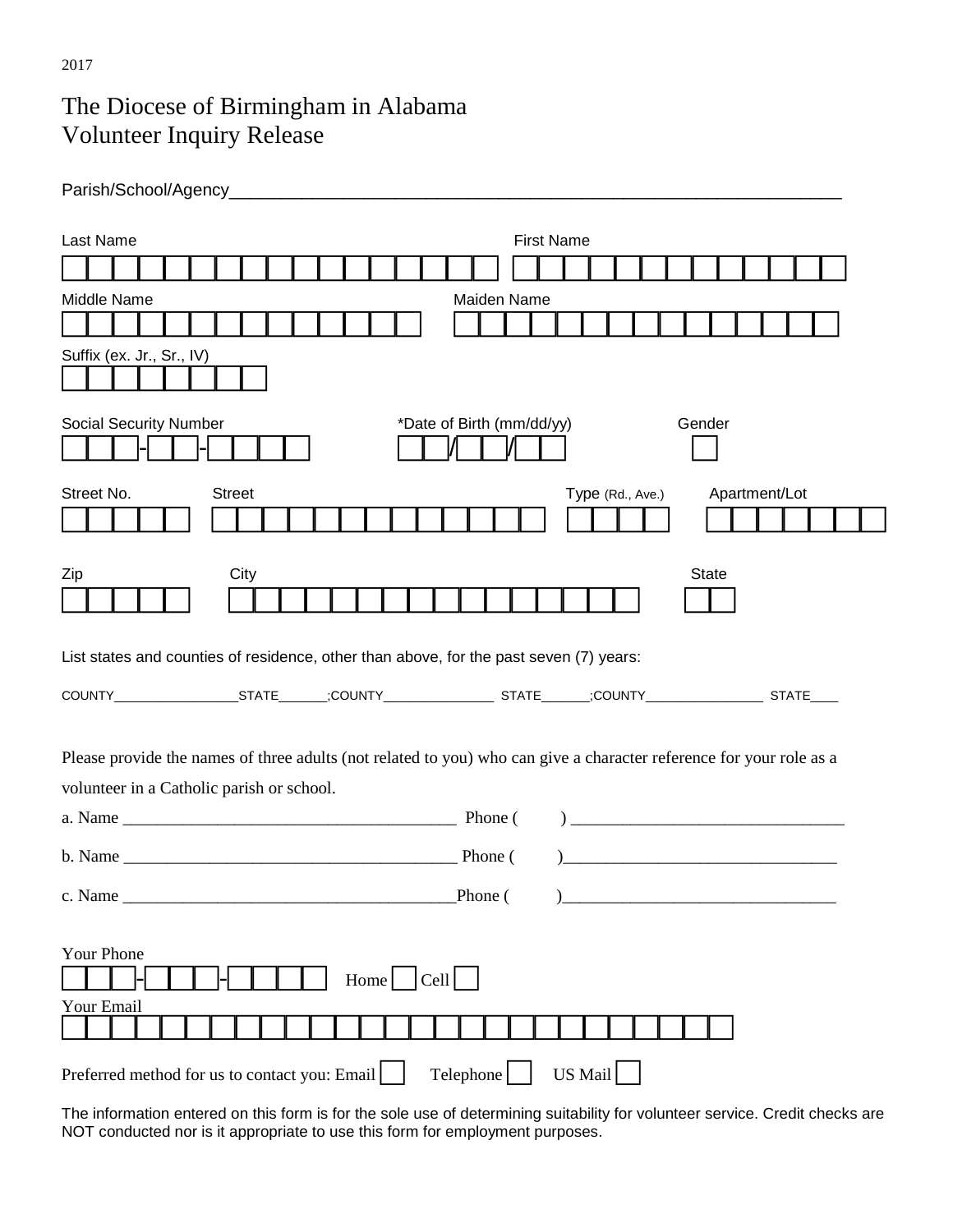2017

# The Diocese of Birmingham in Alabama
# Volunteer Inquiry Release

Parish/School/Agency_______________________________________________________________

Last Name | First Name

Middle Name | Maiden Name

Suffix (ex. Jr., Sr., IV)

Social Security Number ___-__-____ | *Date of Birth (mm/dd/yy) __/__/__ | Gender

Street No. | Street | Type (Rd., Ave.) | Apartment/Lot

Zip | City | State

List states and counties of residence, other than above, for the past seven (7) years:

COUNTY_________________STATE_______;COUNTY_______________ STATE_______;COUNTY________________ STATE____

Please provide the names of three adults (not related to you) who can give a character reference for your role as a volunteer in a Catholic parish or school.

a. Name _______________________________________ Phone ( ) _______________________________

b. Name _______________________________________ Phone ( )_______________________________

c. Name _______________________________________Phone ( )_______________________________

Your Phone ___-___-____ Home ☐ Cell ☐

Your Email

Preferred method for us to contact you: Email ☐ Telephone ☐ US Mail ☐

The information entered on this form is for the sole use of determining suitability for volunteer service. Credit checks are NOT conducted nor is it appropriate to use this form for employment purposes.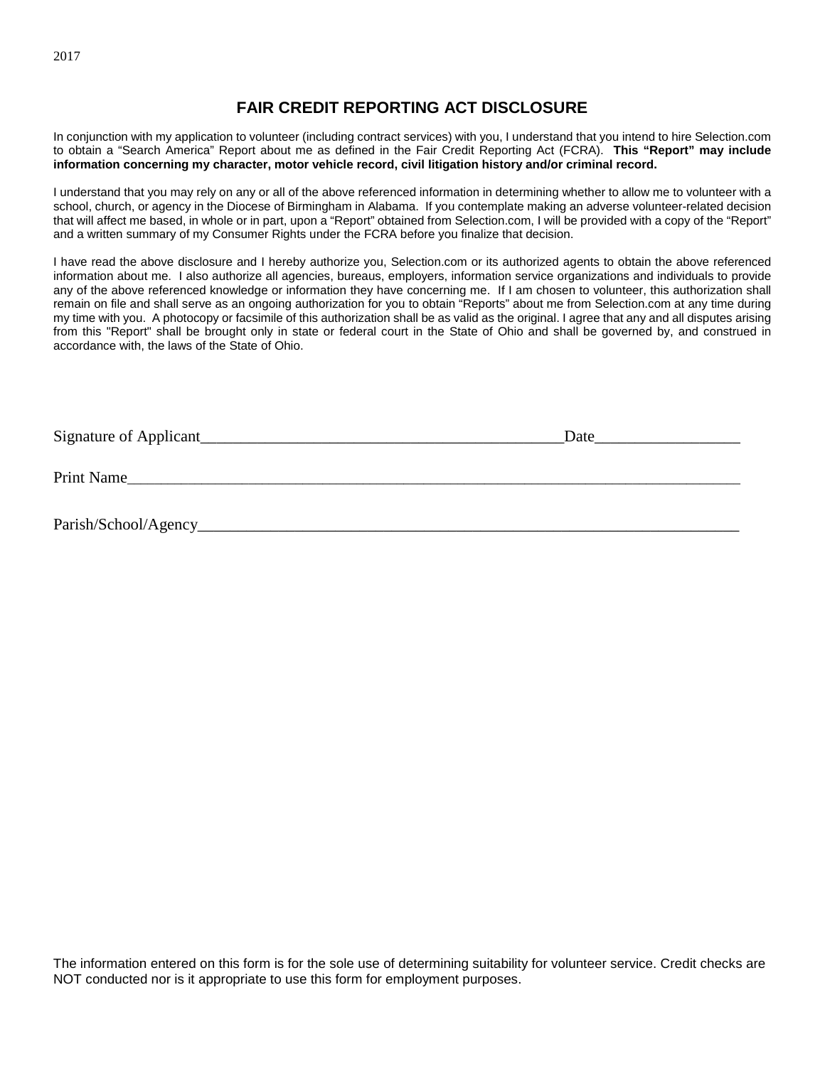2017

# FAIR CREDIT REPORTING ACT DISCLOSURE

In conjunction with my application to volunteer (including contract services) with you, I understand that you intend to hire Selection.com to obtain a "Search America" Report about me as defined in the Fair Credit Reporting Act (FCRA). **This "Report" may include information concerning my character, motor vehicle record, civil litigation history and/or criminal record.**

I understand that you may rely on any or all of the above referenced information in determining whether to allow me to volunteer with a school, church, or agency in the Diocese of Birmingham in Alabama. If you contemplate making an adverse volunteer-related decision that will affect me based, in whole or in part, upon a "Report" obtained from Selection.com, I will be provided with a copy of the "Report" and a written summary of my Consumer Rights under the FCRA before you finalize that decision.

I have read the above disclosure and I hereby authorize you, Selection.com or its authorized agents to obtain the above referenced information about me. I also authorize all agencies, bureaus, employers, information service organizations and individuals to provide any of the above referenced knowledge or information they have concerning me. If I am chosen to volunteer, this authorization shall remain on file and shall serve as an ongoing authorization for you to obtain "Reports" about me from Selection.com at any time during my time with you. A photocopy or facsimile of this authorization shall be as valid as the original. I agree that any and all disputes arising from this "Report" shall be brought only in state or federal court in the State of Ohio and shall be governed by, and construed in accordance with, the laws of the State of Ohio.

Signature of Applicant_____________________________________________Date_________________

Print Name______________________________________________________________________________

Parish/School/Agency______________________________________________________________________

The information entered on this form is for the sole use of determining suitability for volunteer service. Credit checks are NOT conducted nor is it appropriate to use this form for employment purposes.